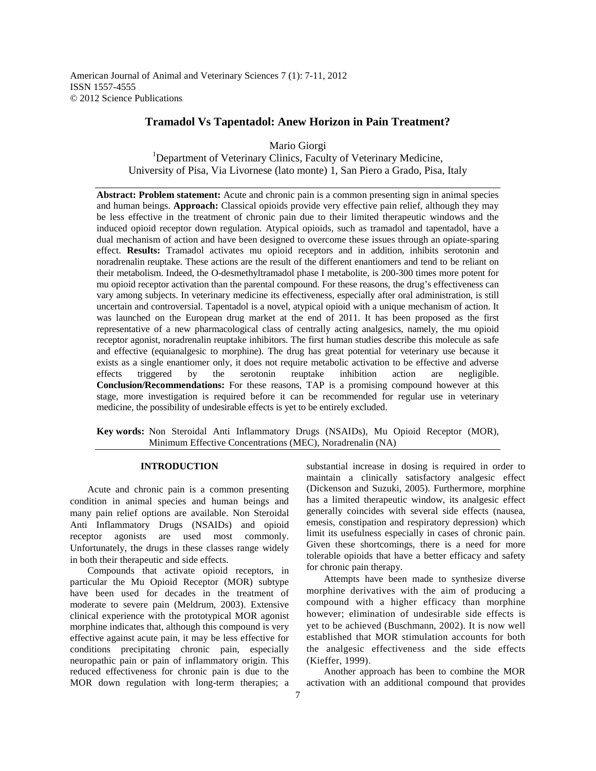# Tramadol Vs Tapentadol: Anew Horizon in Pain Treatment?

Mario Giorgi

[1]Department of Veterinary Clinics, Faculty of Veterinary Medicine, University of Pisa, Via Livornese (lato monte) 1, San Piero a Grado, Pisa, Italy

**Abstract: Problem statement:** Acute and chronic pain is a common presenting sign in animal species and human beings. **Approach:** Classical opioids provide very effective pain relief, although they may be less effective in the treatment of chronic pain due to their limited therapeutic windows and the induced opioid receptor down regulation. Atypical opioids, such as tramadol and tapentadol, have a dual mechanism of action and have been designed to overcome these issues through an opiate-sparing effect. **Results:** Tramadol activates mu opioid receptors and in addition, inhibits serotonin and noradrenalin reuptake. These actions are the result of the different enantiomers and tend to be reliant on their metabolism. Indeed, the O-desmethyltramadol phase I metabolite, is 200-300 times more potent for mu opioid receptor activation than the parental compound. For these reasons, the drug's effectiveness can vary among subjects. In veterinary medicine its effectiveness, especially after oral administration, is still uncertain and controversial. Tapentadol is a novel, atypical opioid with a unique mechanism of action. It was launched on the European drug market at the end of 2011. It has been proposed as the first representative of a new pharmacological class of centrally acting analgesics, namely, the mu opioid receptor agonist, noradrenalin reuptake inhibitors. The first human studies describe this molecule as safe and effective (equianalgesic to morphine). The drug has great potential for veterinary use because it exists as a single enantiomer only, it does not require metabolic activation to be effective and adverse effects triggered by the serotonin reuptake inhibition action are negligible. **Conclusion/Recommendations:** For these reasons, TAP is a promising compound however at this stage, more investigation is required before it can be recommended for regular use in veterinary medicine, the possibility of undesirable effects is yet to be entirely excluded.

**Key words:** Non Steroidal Anti Inflammatory Drugs (NSAIDs), Mu Opioid Receptor (MOR), Minimum Effective Concentrations (MEC), Noradrenalin (NA)

## INTRODUCTION

Acute and chronic pain is a common presenting condition in animal species and human beings and many pain relief options are available. Non Steroidal Anti Inflammatory Drugs (NSAIDs) and opioid receptor agonists are used most commonly. Unfortunately, the drugs in these classes range widely in both their therapeutic and side effects.

Compounds that activate opioid receptors, in particular the Mu Opioid Receptor (MOR) subtype have been used for decades in the treatment of moderate to severe pain (Meldrum, 2003). Extensive clinical experience with the prototypical MOR agonist morphine indicates that, although this compound is very effective against acute pain, it may be less effective for conditions precipitating chronic pain, especially neuropathic pain or pain of inflammatory origin. This reduced effectiveness for chronic pain is due to the MOR down regulation with long-term therapies; a substantial increase in dosing is required in order to maintain a clinically satisfactory analgesic effect (Dickenson and Suzuki, 2005). Furthermore, morphine has a limited therapeutic window, its analgesic effect generally coincides with several side effects (nausea, emesis, constipation and respiratory depression) which limit its usefulness especially in cases of chronic pain. Given these shortcomings, there is a need for more tolerable opioids that have a better efficacy and safety for chronic pain therapy.

Attempts have been made to synthesize diverse morphine derivatives with the aim of producing a compound with a higher efficacy than morphine however; elimination of undesirable side effects is yet to be achieved (Buschmann, 2002). It is now well established that MOR stimulation accounts for both the analgesic effectiveness and the side effects (Kieffer, 1999).

Another approach has been to combine the MOR activation with an additional compound that provides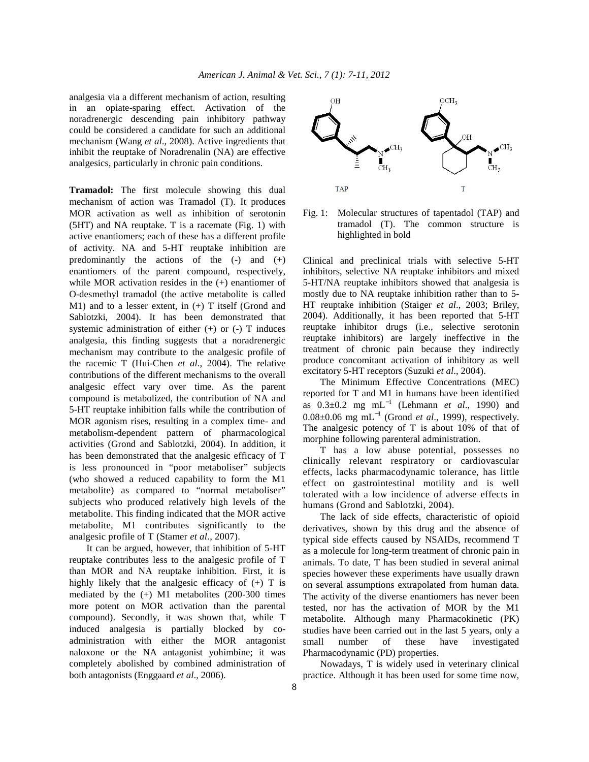analgesia via a different mechanism of action, resulting in an opiate-sparing effect. Activation of the noradrenergic descending pain inhibitory pathway could be considered a candidate for such an additional mechanism (Wang *et al*., 2008). Active ingredients that inhibit the reuptake of Noradrenalin (NA) are effective analgesics, particularly in chronic pain conditions.

**Tramadol:** The first molecule showing this dual mechanism of action was Tramadol (T). It produces MOR activation as well as inhibition of serotonin (5HT) and NA reuptake. T is a racemate (Fig. 1) with active enantiomers; each of these has a different profile of activity. NA and 5-HT reuptake inhibition are predominantly the actions of the (-) and (+) enantiomers of the parent compound, respectively, while MOR activation resides in the (+) enantiomer of O-desmethyl tramadol (the active metabolite is called M1) and to a lesser extent, in (+) T itself (Grond and Sablotzki, 2004). It has been demonstrated that systemic administration of either (+) or (-) T induces analgesia, this finding suggests that a noradrenergic mechanism may contribute to the analgesic profile of the racemic T (Hui-Chen *et al*., 2004). The relative contributions of the different mechanisms to the overall analgesic effect vary over time. As the parent compound is metabolized, the contribution of NA and 5-HT reuptake inhibition falls while the contribution of MOR agonism rises, resulting in a complex time- and metabolism-dependent pattern of pharmacological activities (Grond and Sablotzki, 2004). In addition, it has been demonstrated that the analgesic efficacy of T is less pronounced in "poor metaboliser" subjects (who showed a reduced capability to form the M1 metabolite) as compared to "normal metaboliser" subjects who produced relatively high levels of the metabolite. This finding indicated that the MOR active metabolite, M1 contributes significantly to the analgesic profile of T (Stamer *et al*., 2007).

It can be argued, however, that inhibition of 5-HT reuptake contributes less to the analgesic profile of T than MOR and NA reuptake inhibition. First, it is highly likely that the analgesic efficacy of (+) T is mediated by the (+) M1 metabolites (200-300 times more potent on MOR activation than the parental compound). Secondly, it was shown that, while T induced analgesia is partially blocked by co-administration with either the MOR antagonist naloxone or the NA antagonist yohimbine; it was completely abolished by combined administration of both antagonists (Enggaard *et al*., 2006).

Fig. 1: Molecular structures of tapentadol (TAP) and tramadol (T). The common structure is highlighted in bold

Clinical and preclinical trials with selective 5-HT inhibitors, selective NA reuptake inhibitors and mixed 5-HT/NA reuptake inhibitors showed that analgesia is mostly due to NA reuptake inhibition rather than to 5-HT reuptake inhibition (Staiger *et al*., 2003; Briley, 2004). Additionally, it has been reported that 5-HT reuptake inhibitor drugs (i.e., selective serotonin reuptake inhibitors) are largely ineffective in the treatment of chronic pain because they indirectly produce concomitant activation of inhibitory as well excitatory 5-HT receptors (Suzuki *et al*., 2004).

The Minimum Effective Concentrations (MEC) reported for T and M1 in humans have been identified as $0.3 \pm 0.2$ mg mL$^{-1}$ (Lehmann *et al*., 1990) and $0.08 \pm 0.06$ mg mL$^{-1}$ (Grond *et al*., 1999), respectively. The analgesic potency of T is about 10% of that of morphine following parenteral administration.

T has a low abuse potential, possesses no clinically relevant respiratory or cardiovascular effects, lacks pharmacodynamic tolerance, has little effect on gastrointestinal motility and is well tolerated with a low incidence of adverse effects in humans (Grond and Sablotzki, 2004).

The lack of side effects, characteristic of opioid derivatives, shown by this drug and the absence of typical side effects caused by NSAIDs, recommend T as a molecule for long-term treatment of chronic pain in animals. To date, T has been studied in several animal species however these experiments have usually drawn on several assumptions extrapolated from human data. The activity of the diverse enantiomers has never been tested, nor has the activation of MOR by the M1 metabolite. Although many Pharmacokinetic (PK) studies have been carried out in the last 5 years, only a small number of these have investigated Pharmacodynamic (PD) properties.

Nowadays, T is widely used in veterinary clinical practice. Although it has been used for some time now,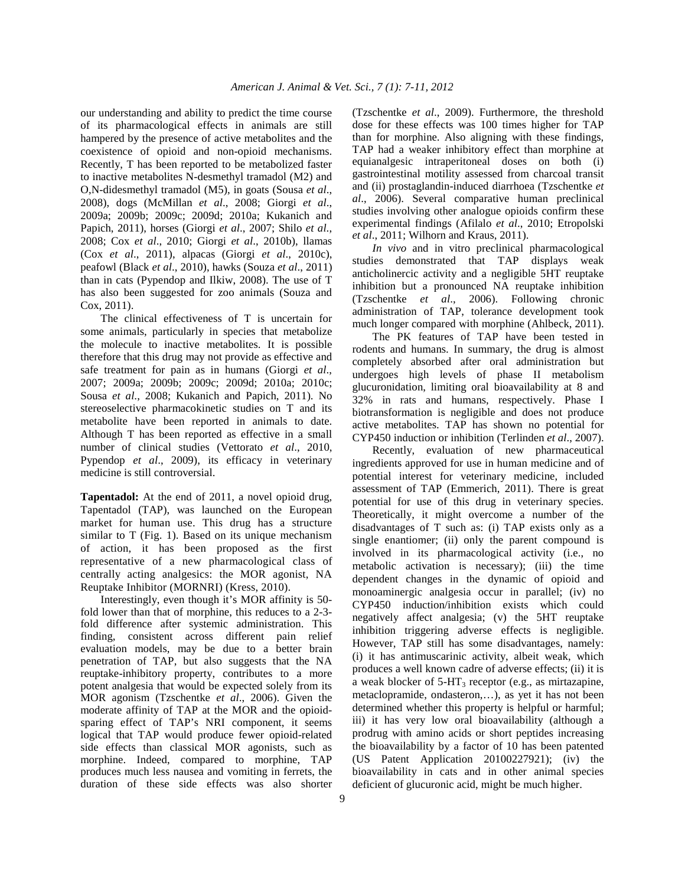our understanding and ability to predict the time course of its pharmacological effects in animals are still hampered by the presence of active metabolites and the coexistence of opioid and non-opioid mechanisms. Recently, T has been reported to be metabolized faster to inactive metabolites N-desmethyl tramadol (M2) and O,N-didesmethyl tramadol (M5), in goats (Sousa *et al*., 2008), dogs (McMillan *et al*., 2008; Giorgi *et al*., 2009a; 2009b; 2009c; 2009d; 2010a; Kukanich and Papich, 2011), horses (Giorgi *et al*., 2007; Shilo *et al*., 2008; Cox *et al*., 2010; Giorgi *et al*., 2010b), llamas (Cox *et al*., 2011), alpacas (Giorgi *et al*., 2010c), peafowl (Black *et al*., 2010), hawks (Souza *et al*., 2011) than in cats (Pypendop and Ilkiw, 2008). The use of T has also been suggested for zoo animals (Souza and Cox, 2011).

The clinical effectiveness of T is uncertain for some animals, particularly in species that metabolize the molecule to inactive metabolites. It is possible therefore that this drug may not provide as effective and safe treatment for pain as in humans (Giorgi *et al*., 2007; 2009a; 2009b; 2009c; 2009d; 2010a; 2010c; Sousa *et al*., 2008; Kukanich and Papich, 2011). No stereoselective pharmacokinetic studies on T and its metabolite have been reported in animals to date. Although T has been reported as effective in a small number of clinical studies (Vettorato *et al*., 2010, Pypendop *et al*., 2009), its efficacy in veterinary medicine is still controversial.

**Tapentadol:** At the end of 2011, a novel opioid drug, Tapentadol (TAP), was launched on the European market for human use. This drug has a structure similar to T (Fig. 1). Based on its unique mechanism of action, it has been proposed as the first representative of a new pharmacological class of centrally acting analgesics: the MOR agonist, NA Reuptake Inhibitor (MORNRI) (Kress, 2010).

Interestingly, even though it's MOR affinity is 50-fold lower than that of morphine, this reduces to a 2-3-fold difference after systemic administration. This finding, consistent across different pain relief evaluation models, may be due to a better brain penetration of TAP, but also suggests that the NA reuptake-inhibitory property, contributes to a more potent analgesia that would be expected solely from its MOR agonism (Tzschentke *et al*., 2006). Given the moderate affinity of TAP at the MOR and the opioid-sparing effect of TAP's NRI component, it seems logical that TAP would produce fewer opioid-related side effects than classical MOR agonists, such as morphine. Indeed, compared to morphine, TAP produces much less nausea and vomiting in ferrets, the duration of these side effects was also shorter (Tzschentke *et al*., 2009). Furthermore, the threshold dose for these effects was 100 times higher for TAP than for morphine. Also aligning with these findings, TAP had a weaker inhibitory effect than morphine at equianalgesic intraperitoneal doses on both (i) gastrointestinal motility assessed from charcoal transit and (ii) prostaglandin-induced diarrhoea (Tzschentke *et al*., 2006). Several comparative human preclinical studies involving other analogue opioids confirm these experimental findings (Afilalo *et al*., 2010; Etropolski *et al*., 2011; Wilhorn and Kraus, 2011).

*In vivo* and in vitro preclinical pharmacological studies demonstrated that TAP displays weak anticholinercic activity and a negligible 5HT reuptake inhibition but a pronounced NA reuptake inhibition (Tzschentke *et al*., 2006). Following chronic administration of TAP, tolerance development took much longer compared with morphine (Ahlbeck, 2011).

The PK features of TAP have been tested in rodents and humans. In summary, the drug is almost completely absorbed after oral administration but undergoes high levels of phase II metabolism glucuronidation, limiting oral bioavailability at 8 and 32% in rats and humans, respectively. Phase I biotransformation is negligible and does not produce active metabolites. TAP has shown no potential for CYP450 induction or inhibition (Terlinden *et al*., 2007).

Recently, evaluation of new pharmaceutical ingredients approved for use in human medicine and of potential interest for veterinary medicine, included assessment of TAP (Emmerich, 2011). There is great potential for use of this drug in veterinary species. Theoretically, it might overcome a number of the disadvantages of T such as: (i) TAP exists only as a single enantiomer; (ii) only the parent compound is involved in its pharmacological activity (i.e., no metabolic activation is necessary); (iii) the time dependent changes in the dynamic of opioid and monoaminergic analgesia occur in parallel; (iv) no CYP450 induction/inhibition exists which could negatively affect analgesia; (v) the 5HT reuptake inhibition triggering adverse effects is negligible. However, TAP still has some disadvantages, namely: (i) it has antimuscarinic activity, albeit weak, which produces a well known cadre of adverse effects; (ii) it is a weak blocker of 5-$HT_3$ receptor (e.g., as mirtazapine, metaclopramide, ondasteron,…), as yet it has not been determined whether this property is helpful or harmful; iii) it has very low oral bioavailability (although a prodrug with amino acids or short peptides increasing the bioavailability by a factor of 10 has been patented (US Patent Application 20100227921); (iv) the bioavailability in cats and in other animal species deficient of glucuronic acid, might be much higher.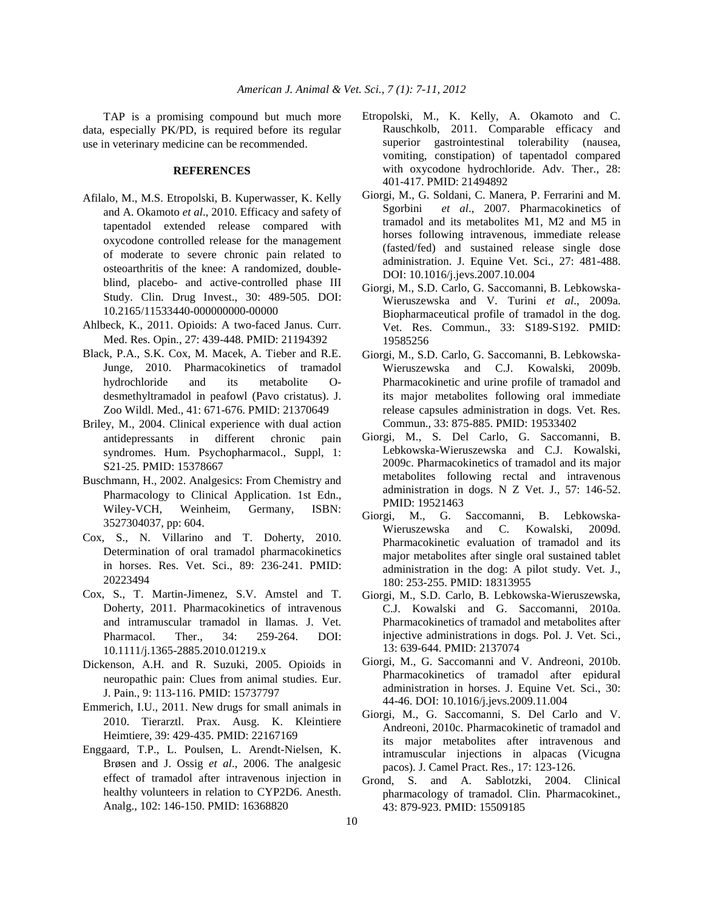TAP is a promising compound but much more data, especially PK/PD, is required before its regular use in veterinary medicine can be recommended.

## REFERENCES

Afilalo, M., M.S. Etropolski, B. Kuperwasser, K. Kelly and A. Okamoto *et al*., 2010. Efficacy and safety of tapentadol extended release compared with oxycodone controlled release for the management of moderate to severe chronic pain related to osteoarthritis of the knee: A randomized, double-blind, placebo- and active-controlled phase III Study. Clin. Drug Invest., 30: 489-505. DOI: 10.2165/11533440-000000000-00000

Ahlbeck, K., 2011. Opioids: A two-faced Janus. Curr. Med. Res. Opin., 27: 439-448. PMID: 21194392

Black, P.A., S.K. Cox, M. Macek, A. Tieber and R.E. Junge, 2010. Pharmacokinetics of tramadol hydrochloride and its metabolite O-desmethyltramadol in peafowl (Pavo cristatus). J. Zoo Wildl. Med., 41: 671-676. PMID: 21370649

Briley, M., 2004. Clinical experience with dual action antidepressants in different chronic pain syndromes. Hum. Psychopharmacol., Suppl, 1: S21-25. PMID: 15378667

Buschmann, H., 2002. Analgesics: From Chemistry and Pharmacology to Clinical Application. 1st Edn., Wiley-VCH, Weinheim, Germany, ISBN: 3527304037, pp: 604.

Cox, S., N. Villarino and T. Doherty, 2010. Determination of oral tramadol pharmacokinetics in horses. Res. Vet. Sci., 89: 236-241. PMID: 20223494

Cox, S., T. Martin-Jimenez, S.V. Amstel and T. Doherty, 2011. Pharmacokinetics of intravenous and intramuscular tramadol in llamas. J. Vet. Pharmacol. Ther., 34: 259-264. DOI: 10.1111/j.1365-2885.2010.01219.x

Dickenson, A.H. and R. Suzuki, 2005. Opioids in neuropathic pain: Clues from animal studies. Eur. J. Pain., 9: 113-116. PMID: 15737797

Emmerich, I.U., 2011. New drugs for small animals in 2010. Tierarztl. Prax. Ausg. K. Kleintiere Heimtiere, 39: 429-435. PMID: 22167169

Enggaard, T.P., L. Poulsen, L. Arendt-Nielsen, K. Brøsen and J. Ossig *et al*., 2006. The analgesic effect of tramadol after intravenous injection in healthy volunteers in relation to CYP2D6. Anesth. Analg., 102: 146-150. PMID: 16368820

Etropolski, M., K. Kelly, A. Okamoto and C. Rauschkolb, 2011. Comparable efficacy and superior gastrointestinal tolerability (nausea, vomiting, constipation) of tapentadol compared with oxycodone hydrochloride. Adv. Ther., 28: 401-417. PMID: 21494892

Giorgi, M., G. Soldani, C. Manera, P. Ferrarini and M. Sgorbini *et al*., 2007. Pharmacokinetics of tramadol and its metabolites M1, M2 and M5 in horses following intravenous, immediate release (fasted/fed) and sustained release single dose administration. J. Equine Vet. Sci., 27: 481-488. DOI: 10.1016/j.jevs.2007.10.004

Giorgi, M., S.D. Carlo, G. Saccomanni, B. Lebkowska-Wieruszewska and V. Turini *et al*., 2009a. Biopharmaceutical profile of tramadol in the dog. Vet. Res. Commun., 33: S189-S192. PMID: 19585256

Giorgi, M., S.D. Carlo, G. Saccomanni, B. Lebkowska-Wieruszewska and C.J. Kowalski, 2009b. Pharmacokinetic and urine profile of tramadol and its major metabolites following oral immediate release capsules administration in dogs. Vet. Res. Commun., 33: 875-885. PMID: 19533402

Giorgi, M., S. Del Carlo, G. Saccomanni, B. Lebkowska-Wieruszewska and C.J. Kowalski, 2009c. Pharmacokinetics of tramadol and its major metabolites following rectal and intravenous administration in dogs. N Z Vet. J., 57: 146-52. PMID: 19521463

Giorgi, M., G. Saccomanni, B. Lebkowska-Wieruszewska and C. Kowalski, 2009d. Pharmacokinetic evaluation of tramadol and its major metabolites after single oral sustained tablet administration in the dog: A pilot study. Vet. J., 180: 253-255. PMID: 18313955

Giorgi, M., S.D. Carlo, B. Lebkowska-Wieruszewska, C.J. Kowalski and G. Saccomanni, 2010a. Pharmacokinetics of tramadol and metabolites after injective administrations in dogs. Pol. J. Vet. Sci., 13: 639-644. PMID: 2137074

Giorgi, M., G. Saccomanni and V. Andreoni, 2010b. Pharmacokinetics of tramadol after epidural administration in horses. J. Equine Vet. Sci., 30: 44-46. DOI: 10.1016/j.jevs.2009.11.004

Giorgi, M., G. Saccomanni, S. Del Carlo and V. Andreoni, 2010c. Pharmacokinetic of tramadol and its major metabolites after intravenous and intramuscular injections in alpacas (Vicugna pacos). J. Camel Pract. Res., 17: 123-126.

Grond, S. and A. Sablotzki, 2004. Clinical pharmacology of tramadol. Clin. Pharmacokinet., 43: 879-923. PMID: 15509185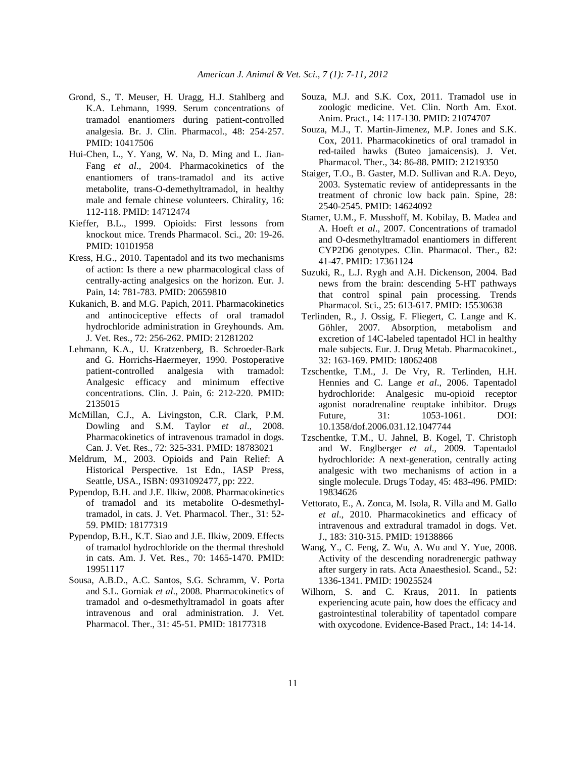Grond, S., T. Meuser, H. Uragg, H.J. Stahlberg and K.A. Lehmann, 1999. Serum concentrations of tramadol enantiomers during patient-controlled analgesia. Br. J. Clin. Pharmacol., 48: 254-257. PMID: 10417506

Hui-Chen, L., Y. Yang, W. Na, D. Ming and L. Jian-Fang *et al*., 2004. Pharmacokinetics of the enantiomers of trans-tramadol and its active metabolite, trans-O-demethyltramadol, in healthy male and female chinese volunteers. Chirality, 16: 112-118. PMID: 14712474

Kieffer, B.L., 1999. Opioids: First lessons from knockout mice. Trends Pharmacol. Sci., 20: 19-26. PMID: 10101958

Kress, H.G., 2010. Tapentadol and its two mechanisms of action: Is there a new pharmacological class of centrally-acting analgesics on the horizon. Eur. J. Pain, 14: 781-783. PMID: 20659810

Kukanich, B. and M.G. Papich, 2011. Pharmacokinetics and antinociceptive effects of oral tramadol hydrochloride administration in Greyhounds. Am. J. Vet. Res., 72: 256-262. PMID: 21281202

Lehmann, K.A., U. Kratzenberg, B. Schroeder-Bark and G. Horrichs-Haermeyer, 1990. Postoperative patient-controlled analgesia with tramadol: Analgesic efficacy and minimum effective concentrations. Clin. J. Pain, 6: 212-220. PMID: 2135015

McMillan, C.J., A. Livingston, C.R. Clark, P.M. Dowling and S.M. Taylor *et al*., 2008. Pharmacokinetics of intravenous tramadol in dogs. Can. J. Vet. Res., 72: 325-331. PMID: 18783021

Meldrum, M., 2003. Opioids and Pain Relief: A Historical Perspective. 1st Edn., IASP Press, Seattle, USA., ISBN: 0931092477, pp: 222.

Pypendop, B.H. and J.E. Ilkiw, 2008. Pharmacokinetics of tramadol and its metabolite O-desmethyl-tramadol, in cats. J. Vet. Pharmacol. Ther., 31: 52-59. PMID: 18177319

Pypendop, B.H., K.T. Siao and J.E. Ilkiw, 2009. Effects of tramadol hydrochloride on the thermal threshold in cats. Am. J. Vet. Res., 70: 1465-1470. PMID: 19951117

Sousa, A.B.D., A.C. Santos, S.G. Schramm, V. Porta and S.L. Gorniak *et al*., 2008. Pharmacokinetics of tramadol and o-desmethyltramadol in goats after intravenous and oral administration. J. Vet. Pharmacol. Ther., 31: 45-51. PMID: 18177318

Souza, M.J. and S.K. Cox, 2011. Tramadol use in zoologic medicine. Vet. Clin. North Am. Exot. Anim. Pract., 14: 117-130. PMID: 21074707

Souza, M.J., T. Martin-Jimenez, M.P. Jones and S.K. Cox, 2011. Pharmacokinetics of oral tramadol in red-tailed hawks (Buteo jamaicensis). J. Vet. Pharmacol. Ther., 34: 86-88. PMID: 21219350

Staiger, T.O., B. Gaster, M.D. Sullivan and R.A. Deyo, 2003. Systematic review of antidepressants in the treatment of chronic low back pain. Spine, 28: 2540-2545. PMID: 14624092

Stamer, U.M., F. Musshoff, M. Kobilay, B. Madea and A. Hoeft *et al*., 2007. Concentrations of tramadol and O-desmethyltramadol enantiomers in different CYP2D6 genotypes. Clin. Pharmacol. Ther., 82: 41-47. PMID: 17361124

Suzuki, R., L.J. Rygh and A.H. Dickenson, 2004. Bad news from the brain: descending 5-HT pathways that control spinal pain processing. Trends Pharmacol. Sci., 25: 613-617. PMID: 15530638

Terlinden, R., J. Ossig, F. Fliegert, C. Lange and K. Göhler, 2007. Absorption, metabolism and excretion of 14C-labeled tapentadol HCl in healthy male subjects. Eur. J. Drug Metab. Pharmacokinet., 32: 163-169. PMID: 18062408

Tzschentke, T.M., J. De Vry, R. Terlinden, H.H. Hennies and C. Lange *et al*., 2006. Tapentadol hydrochloride: Analgesic mu-opioid receptor agonist noradrenaline reuptake inhibitor. Drugs Future, 31: 1053-1061. DOI: 10.1358/dof.2006.031.12.1047744

Tzschentke, T.M., U. Jahnel, B. Kogel, T. Christoph and W. Englberger *et al*., 2009. Tapentadol hydrochloride: A next-generation, centrally acting analgesic with two mechanisms of action in a single molecule. Drugs Today, 45: 483-496. PMID: 19834626

Vettorato, E., A. Zonca, M. Isola, R. Villa and M. Gallo *et al*., 2010. Pharmacokinetics and efficacy of intravenous and extradural tramadol in dogs. Vet. J., 183: 310-315. PMID: 19138866

Wang, Y., C. Feng, Z. Wu, A. Wu and Y. Yue, 2008. Activity of the descending noradrenergic pathway after surgery in rats. Acta Anaesthesiol. Scand., 52: 1336-1341. PMID: 19025524

Wilhorn, S. and C. Kraus, 2011. In patients experiencing acute pain, how does the efficacy and gastrointestinal tolerability of tapentadol compare with oxycodone. Evidence-Based Pract., 14: 14-14.